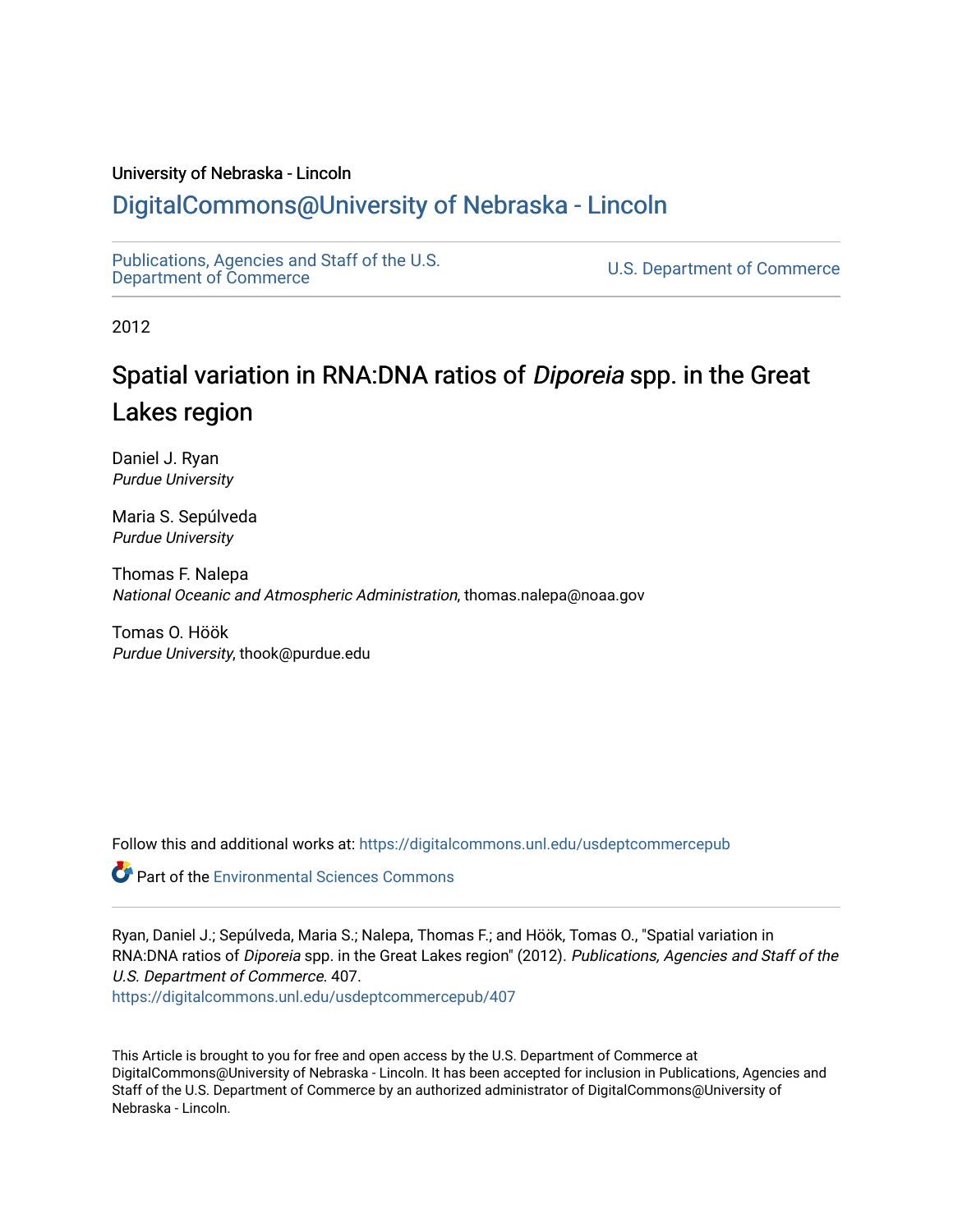University of Nebraska - Lincoln

## DigitalCommons@University of Nebraska - Lincoln

Publications, Agencies and Staff of the U.S. Department of Commerce

U.S. Department of Commerce

2012

# Spatial variation in RNA:DNA ratios of *Diporeia* spp. in the Great Lakes region

Daniel J. Ryan
*Purdue University*

Maria S. Sepúlveda
*Purdue University*

Thomas F. Nalepa
*National Oceanic and Atmospheric Administration*, thomas.nalepa@noaa.gov

Tomas O. Höök
*Purdue University*, thook@purdue.edu

Follow this and additional works at: https://digitalcommons.unl.edu/usdeptcommercepub

Part of the Environmental Sciences Commons

Ryan, Daniel J.; Sepúlveda, Maria S.; Nalepa, Thomas F.; and Höök, Tomas O., "Spatial variation in RNA:DNA ratios of *Diporeia* spp. in the Great Lakes region" (2012). *Publications, Agencies and Staff of the U.S. Department of Commerce*. 407.
https://digitalcommons.unl.edu/usdeptcommercepub/407

This Article is brought to you for free and open access by the U.S. Department of Commerce at DigitalCommons@University of Nebraska - Lincoln. It has been accepted for inclusion in Publications, Agencies and Staff of the U.S. Department of Commerce by an authorized administrator of DigitalCommons@University of Nebraska - Lincoln.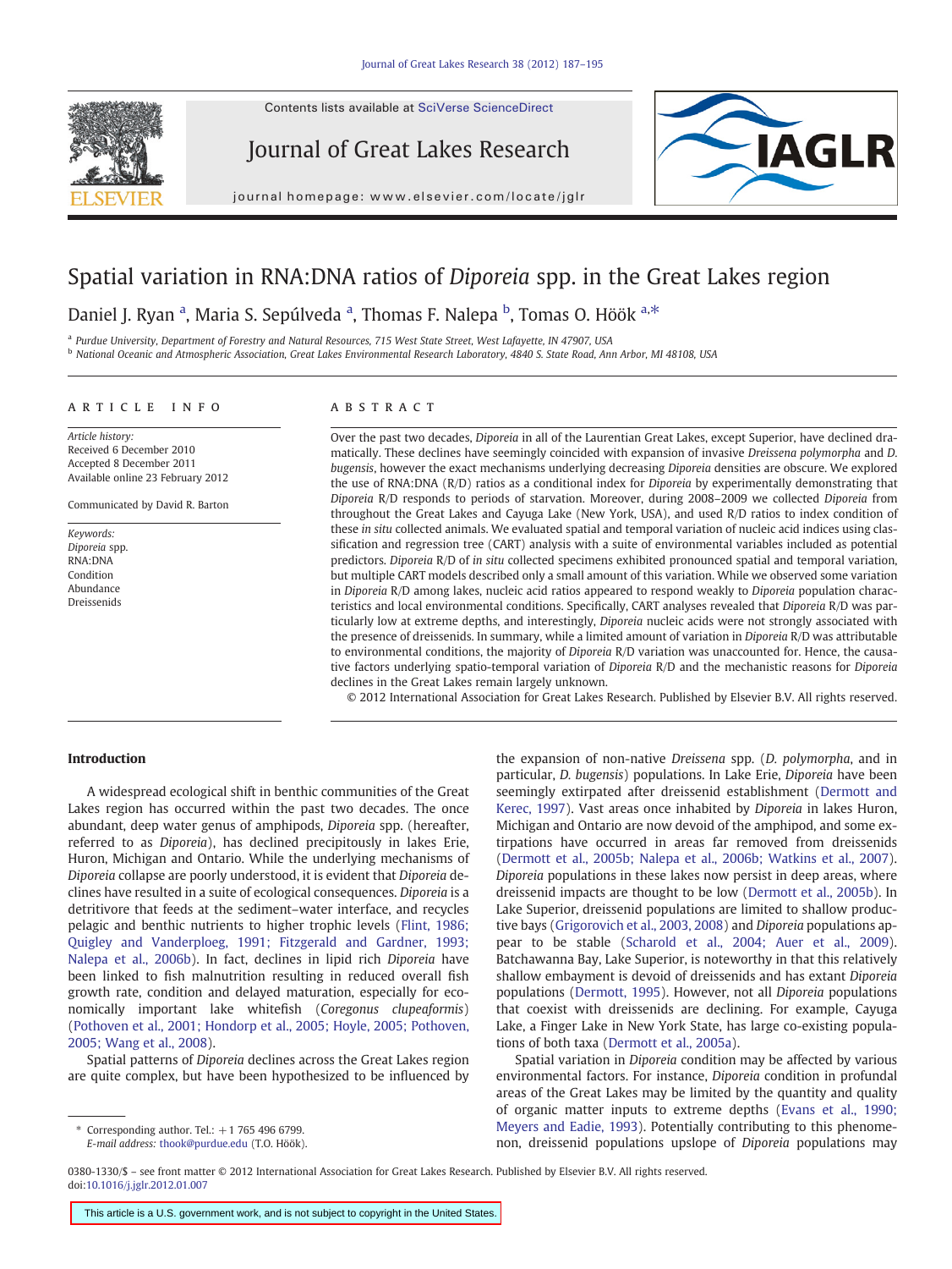# Spatial variation in RNA:DNA ratios of *Diporeia* spp. in the Great Lakes region

Daniel J. Ryan [a], Maria S. Sepúlveda [a], Thomas F. Nalepa [b], Tomas O. Höök [a,*]

[a] Purdue University, Department of Forestry and Natural Resources, 715 West State Street, West Lafayette, IN 47907, USA

[b] National Oceanic and Atmospheric Association, Great Lakes Environmental Research Laboratory, 4840 S. State Road, Ann Arbor, MI 48108, USA

## ARTICLE INFO

*Article history:*
Received 6 December 2010
Accepted 8 December 2011
Available online 23 February 2012

Communicated by David R. Barton

*Keywords:*
*Diporeia* spp.
RNA:DNA
Condition
Abundance
Dreissenids

## ABSTRACT

Over the past two decades, *Diporeia* in all of the Laurentian Great Lakes, except Superior, have declined dramatically. These declines have seemingly coincided with expansion of invasive *Dreissena polymorpha* and *D. bugensis*, however the exact mechanisms underlying decreasing *Diporeia* densities are obscure. We explored the use of RNA:DNA (R/D) ratios as a conditional index for *Diporeia* by experimentally demonstrating that *Diporeia* R/D responds to periods of starvation. Moreover, during 2008–2009 we collected *Diporeia* from throughout the Great Lakes and Cayuga Lake (New York, USA), and used R/D ratios to index condition of these *in situ* collected animals. We evaluated spatial and temporal variation of nucleic acid indices using classification and regression tree (CART) analysis with a suite of environmental variables included as potential predictors. *Diporeia* R/D of *in situ* collected specimens exhibited pronounced spatial and temporal variation, but multiple CART models described only a small amount of this variation. While we observed some variation in *Diporeia* R/D among lakes, nucleic acid ratios appeared to respond weakly to *Diporeia* population characteristics and local environmental conditions. Specifically, CART analyses revealed that *Diporeia* R/D was particularly low at extreme depths, and interestingly, *Diporeia* nucleic acids were not strongly associated with the presence of dreissenids. In summary, while a limited amount of variation in *Diporeia* R/D was attributable to environmental conditions, the majority of *Diporeia* R/D variation was unaccounted for. Hence, the causative factors underlying spatio-temporal variation of *Diporeia* R/D and the mechanistic reasons for *Diporeia* declines in the Great Lakes remain largely unknown.

© 2012 International Association for Great Lakes Research. Published by Elsevier B.V. All rights reserved.

## Introduction

A widespread ecological shift in benthic communities of the Great Lakes region has occurred within the past two decades. The once abundant, deep water genus of amphipods, *Diporeia* spp. (hereafter, referred to as *Diporeia*), has declined precipitously in lakes Erie, Huron, Michigan and Ontario. While the underlying mechanisms of *Diporeia* collapse are poorly understood, it is evident that *Diporeia* declines have resulted in a suite of ecological consequences. *Diporeia* is a detritivore that feeds at the sediment–water interface, and recycles pelagic and benthic nutrients to higher trophic levels (Flint, 1986; Quigley and Vanderploeg, 1991; Fitzgerald and Gardner, 1993; Nalepa et al., 2006b). In fact, declines in lipid rich *Diporeia* have been linked to fish malnutrition resulting in reduced overall fish growth rate, condition and delayed maturation, especially for economically important lake whitefish (*Coregonus clupeaformis*) (Pothoven et al., 2001; Hondorp et al., 2005; Hoyle, 2005; Pothoven, 2005; Wang et al., 2008).

Spatial patterns of *Diporeia* declines across the Great Lakes region are quite complex, but have been hypothesized to be influenced by the expansion of non-native *Dreissena* spp. (*D. polymorpha*, and in particular, *D. bugensis*) populations. In Lake Erie, *Diporeia* have been seemingly extirpated after dreissenid establishment (Dermott and Kerec, 1997). Vast areas once inhabited by *Diporeia* in lakes Huron, Michigan and Ontario are now devoid of the amphipod, and some extirpations have occurred in areas far removed from dreissenids (Dermott et al., 2005b; Nalepa et al., 2006b; Watkins et al., 2007). *Diporeia* populations in these lakes now persist in deep areas, where dreissenid impacts are thought to be low (Dermott et al., 2005b). In Lake Superior, dreissenid populations are limited to shallow productive bays (Grigorovich et al., 2003, 2008) and *Diporeia* populations appear to be stable (Scharold et al., 2004; Auer et al., 2009). Batchawanna Bay, Lake Superior, is noteworthy in that this relatively shallow embayment is devoid of dreissenids and has extant *Diporeia* populations (Dermott, 1995). However, not all *Diporeia* populations that coexist with dreissenids are declining. For example, Cayuga Lake, a Finger Lake in New York State, has large co-existing populations of both taxa (Dermott et al., 2005a).

Spatial variation in *Diporeia* condition may be affected by various environmental factors. For instance, *Diporeia* condition in profundal areas of the Great Lakes may be limited by the quantity and quality of organic matter inputs to extreme depths (Evans et al., 1990; Meyers and Eadie, 1993). Potentially contributing to this phenomenon, dreissenid populations upslope of *Diporeia* populations may

* Corresponding author. Tel.: +1 765 496 6799.
*E-mail address:* thook@purdue.edu (T.O. Höök).

0380-1330/$ – see front matter © 2012 International Association for Great Lakes Research. Published by Elsevier B.V. All rights reserved.
doi:10.1016/j.jglr.2012.01.007

This article is a U.S. government work, and is not subject to copyright in the United States.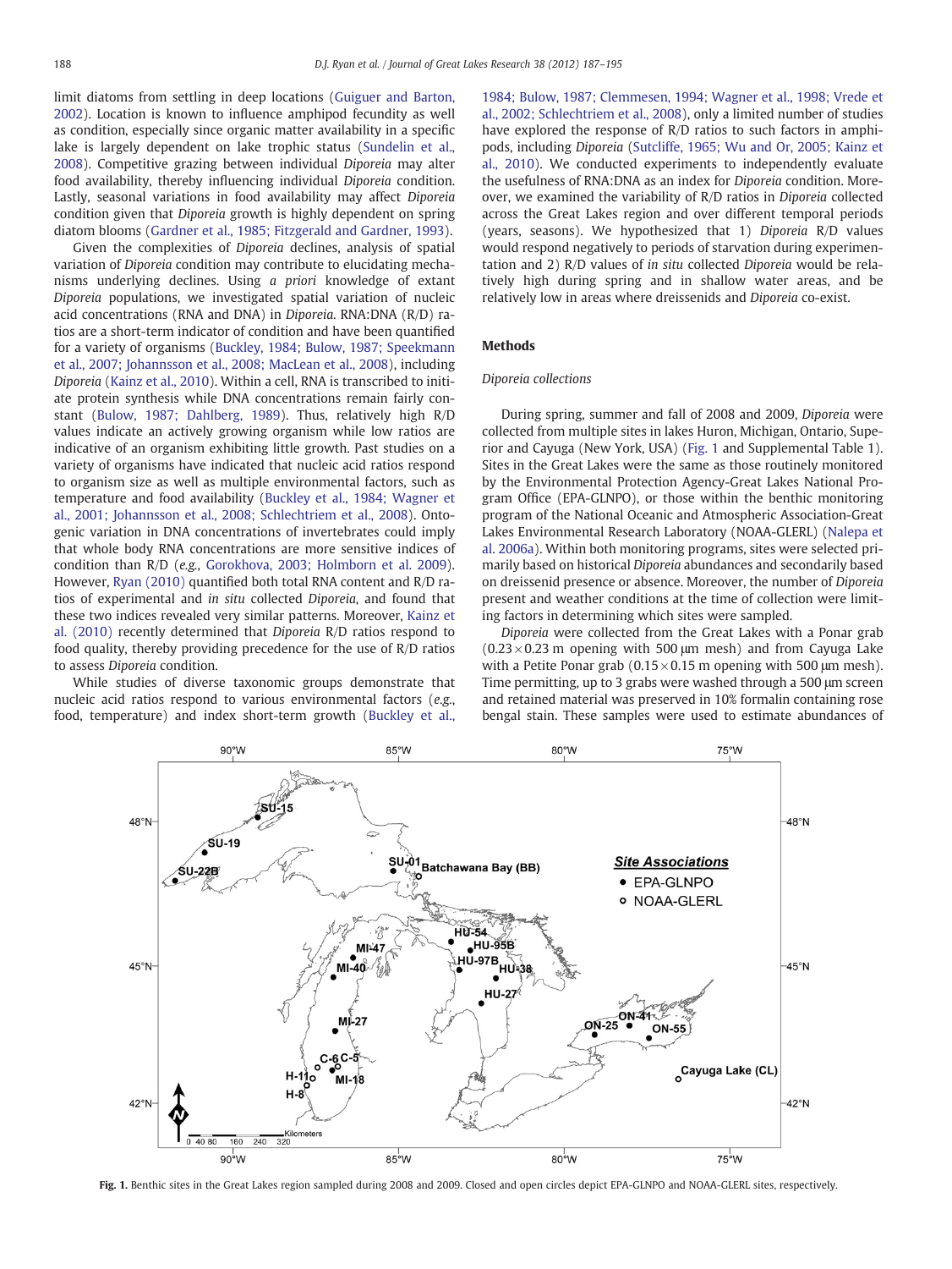limit diatoms from settling in deep locations (Guiguer and Barton, 2002). Location is known to influence amphipod fecundity as well as condition, especially since organic matter availability in a specific lake is largely dependent on lake trophic status (Sundelin et al., 2008). Competitive grazing between individual *Diporeia* may alter food availability, thereby influencing individual *Diporeia* condition. Lastly, seasonal variations in food availability may affect *Diporeia* condition given that *Diporeia* growth is highly dependent on spring diatom blooms (Gardner et al., 1985; Fitzgerald and Gardner, 1993).

Given the complexities of *Diporeia* declines, analysis of spatial variation of *Diporeia* condition may contribute to elucidating mechanisms underlying declines. Using *a priori* knowledge of extant *Diporeia* populations, we investigated spatial variation of nucleic acid concentrations (RNA and DNA) in *Diporeia*. RNA:DNA (R/D) ratios are a short-term indicator of condition and have been quantified for a variety of organisms (Buckley, 1984; Bulow, 1987; Speekmann et al., 2007; Johannsson et al., 2008; MacLean et al., 2008), including *Diporeia* (Kainz et al., 2010). Within a cell, RNA is transcribed to initiate protein synthesis while DNA concentrations remain fairly constant (Bulow, 1987; Dahlberg, 1989). Thus, relatively high R/D values indicate an actively growing organism while low ratios are indicative of an organism exhibiting little growth. Past studies on a variety of organisms have indicated that nucleic acid ratios respond to organism size as well as multiple environmental factors, such as temperature and food availability (Buckley et al., 1984; Wagner et al., 2001; Johannsson et al., 2008; Schlechtriem et al., 2008). Ontogenic variation in DNA concentrations of invertebrates could imply that whole body RNA concentrations are more sensitive indices of condition than R/D (*e.g.*, Gorokhova, 2003; Holmborn et al. 2009). However, Ryan (2010) quantified both total RNA content and R/D ratios of experimental and *in situ* collected *Diporeia*, and found that these two indices revealed very similar patterns. Moreover, Kainz et al. (2010) recently determined that *Diporeia* R/D ratios respond to food quality, thereby providing precedence for the use of R/D ratios to assess *Diporeia* condition.

While studies of diverse taxonomic groups demonstrate that nucleic acid ratios respond to various environmental factors (*e.g.*, food, temperature) and index short-term growth (Buckley et al., 1984; Bulow, 1987; Clemmesen, 1994; Wagner et al., 1998; Vrede et al., 2002; Schlechtriem et al., 2008), only a limited number of studies have explored the response of R/D ratios to such factors in amphipods, including *Diporeia* (Sutcliffe, 1965; Wu and Or, 2005; Kainz et al., 2010). We conducted experiments to independently evaluate the usefulness of RNA:DNA as an index for *Diporeia* condition. Moreover, we examined the variability of R/D ratios in *Diporeia* collected across the Great Lakes region and over different temporal periods (years, seasons). We hypothesized that 1) *Diporeia* R/D values would respond negatively to periods of starvation during experimentation and 2) R/D values of *in situ* collected *Diporeia* would be relatively high during spring and in shallow water areas, and be relatively low in areas where dreissenids and *Diporeia* co-exist.

## Methods

### *Diporeia* collections

During spring, summer and fall of 2008 and 2009, *Diporeia* were collected from multiple sites in lakes Huron, Michigan, Ontario, Superior and Cayuga (New York, USA) (Fig. 1 and Supplemental Table 1). Sites in the Great Lakes were the same as those routinely monitored by the Environmental Protection Agency-Great Lakes National Program Office (EPA-GLNPO), or those within the benthic monitoring program of the National Oceanic and Atmospheric Association-Great Lakes Environmental Research Laboratory (NOAA-GLERL) (Nalepa et al. 2006a). Within both monitoring programs, sites were selected primarily based on historical *Diporeia* abundances and secondarily based on dreissenid presence or absence. Moreover, the number of *Diporeia* present and weather conditions at the time of collection were limiting factors in determining which sites were sampled.

*Diporeia* were collected from the Great Lakes with a Ponar grab (0.23 × 0.23 m opening with 500 μm mesh) and from Cayuga Lake with a Petite Ponar grab (0.15 × 0.15 m opening with 500 μm mesh). Time permitting, up to 3 grabs were washed through a 500 μm screen and retained material was preserved in 10% formalin containing rose bengal stain. These samples were used to estimate abundances of

**Fig. 1.** Benthic sites in the Great Lakes region sampled during 2008 and 2009. Closed and open circles depict EPA-GLNPO and NOAA-GLERL sites, respectively.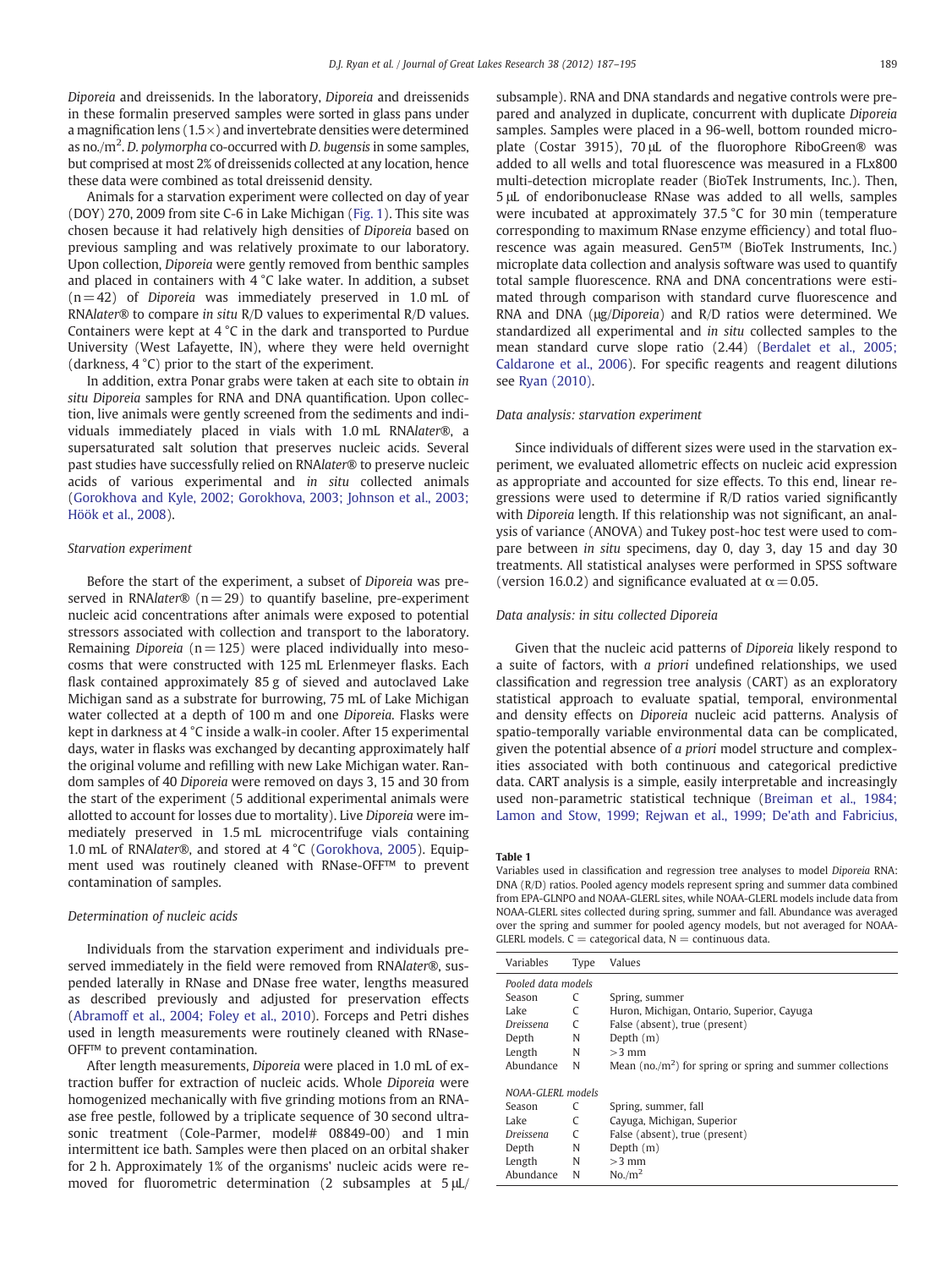*Diporeia* and dreissenids. In the laboratory, *Diporeia* and dreissenids in these formalin preserved samples were sorted in glass pans under a magnification lens (1.5×) and invertebrate densities were determined as no./m$^2$. *D. polymorpha* co-occurred with *D. bugensis* in some samples, but comprised at most 2% of dreissenids collected at any location, hence these data were combined as total dreissenid density.

Animals for a starvation experiment were collected on day of year (DOY) 270, 2009 from site C-6 in Lake Michigan (Fig. 1). This site was chosen because it had relatively high densities of *Diporeia* based on previous sampling and was relatively proximate to our laboratory. Upon collection, *Diporeia* were gently removed from benthic samples and placed in containers with 4 °C lake water. In addition, a subset (n = 42) of *Diporeia* was immediately preserved in 1.0 mL of RNA*later*® to compare *in situ* R/D values to experimental R/D values. Containers were kept at 4 °C in the dark and transported to Purdue University (West Lafayette, IN), where they were held overnight (darkness, 4 °C) prior to the start of the experiment.

In addition, extra Ponar grabs were taken at each site to obtain *in situ Diporeia* samples for RNA and DNA quantification. Upon collection, live animals were gently screened from the sediments and individuals immediately placed in vials with 1.0 mL RNA*later*®, a supersaturated salt solution that preserves nucleic acids. Several past studies have successfully relied on RNA*later*® to preserve nucleic acids of various experimental and *in situ* collected animals (Gorokhova and Kyle, 2002; Gorokhova, 2003; Johnson et al., 2003; Höök et al., 2008).

### Starvation experiment

Before the start of the experiment, a subset of *Diporeia* was preserved in RNA*later*® (n = 29) to quantify baseline, pre-experiment nucleic acid concentrations after animals were exposed to potential stressors associated with collection and transport to the laboratory. Remaining *Diporeia* (n = 125) were placed individually into mesocosms that were constructed with 125 mL Erlenmeyer flasks. Each flask contained approximately 85 g of sieved and autoclaved Lake Michigan sand as a substrate for burrowing, 75 mL of Lake Michigan water collected at a depth of 100 m and one *Diporeia*. Flasks were kept in darkness at 4 °C inside a walk-in cooler. After 15 experimental days, water in flasks was exchanged by decanting approximately half the original volume and refilling with new Lake Michigan water. Random samples of 40 *Diporeia* were removed on days 3, 15 and 30 from the start of the experiment (5 additional experimental animals were allotted to account for losses due to mortality). Live *Diporeia* were immediately preserved in 1.5 mL microcentrifuge vials containing 1.0 mL of RNA*later*®, and stored at 4 °C (Gorokhova, 2005). Equipment used was routinely cleaned with RNase-OFF™ to prevent contamination of samples.

### Determination of nucleic acids

Individuals from the starvation experiment and individuals preserved immediately in the field were removed from RNA*later*®, suspended laterally in RNase and DNase free water, lengths measured as described previously and adjusted for preservation effects (Abramoff et al., 2004; Foley et al., 2010). Forceps and Petri dishes used in length measurements were routinely cleaned with RNase-OFF™ to prevent contamination.

After length measurements, *Diporeia* were placed in 1.0 mL of extraction buffer for extraction of nucleic acids. Whole *Diporeia* were homogenized mechanically with five grinding motions from an RNAase free pestle, followed by a triplicate sequence of 30 second ultrasonic treatment (Cole-Parmer, model# 08849-00) and 1 min intermittent ice bath. Samples were then placed on an orbital shaker for 2 h. Approximately 1% of the organisms' nucleic acids were removed for fluorometric determination (2 subsamples at 5 μL/subsample). RNA and DNA standards and negative controls were prepared and analyzed in duplicate, concurrent with duplicate *Diporeia* samples. Samples were placed in a 96-well, bottom rounded microplate (Costar 3915), 70 μL of the fluorophore RiboGreen® was added to all wells and total fluorescence was measured in a FLx800 multi-detection microplate reader (BioTek Instruments, Inc.). Then, 5 μL of endoribonuclease RNase was added to all wells, samples were incubated at approximately 37.5 °C for 30 min (temperature corresponding to maximum RNase enzyme efficiency) and total fluorescence was again measured. Gen5™ (BioTek Instruments, Inc.) microplate data collection and analysis software was used to quantify total sample fluorescence. RNA and DNA concentrations were estimated through comparison with standard curve fluorescence and RNA and DNA (μg/*Diporeia*) and R/D ratios were determined. We standardized all experimental and *in situ* collected samples to the mean standard curve slope ratio (2.44) (Berdalet et al., 2005; Caldarone et al., 2006). For specific reagents and reagent dilutions see Ryan (2010).

### Data analysis: starvation experiment

Since individuals of different sizes were used in the starvation experiment, we evaluated allometric effects on nucleic acid expression as appropriate and accounted for size effects. To this end, linear regressions were used to determine if R/D ratios varied significantly with *Diporeia* length. If this relationship was not significant, an analysis of variance (ANOVA) and Tukey post-hoc test were used to compare between *in situ* specimens, day 0, day 3, day 15 and day 30 treatments. All statistical analyses were performed in SPSS software (version 16.0.2) and significance evaluated at $\alpha = 0.05$.

### Data analysis: in situ collected Diporeia

Given that the nucleic acid patterns of *Diporeia* likely respond to a suite of factors, with *a priori* undefined relationships, we used classification and regression tree analysis (CART) as an exploratory statistical approach to evaluate spatial, temporal, environmental and density effects on *Diporeia* nucleic acid patterns. Analysis of spatio-temporally variable environmental data can be complicated, given the potential absence of *a priori* model structure and complexities associated with both continuous and categorical predictive data. CART analysis is a simple, easily interpretable and increasingly used non-parametric statistical technique (Breiman et al., 1984; Lamon and Stow, 1999; Rejwan et al., 1999; De'ath and Fabricius,

**Table 1**
Variables used in classification and regression tree analyses to model *Diporeia* RNA: DNA (R/D) ratios. Pooled agency models represent spring and summer data combined from EPA-GLNPO and NOAA-GLERL sites, while NOAA-GLERL models include data from NOAA-GLERL sites collected during spring, summer and fall. Abundance was averaged over the spring and summer for pooled agency models, but not averaged for NOAA-GLERL models. C = categorical data, N = continuous data.

| Variables | Type | Values |
|---|---|---|
| *Pooled data models* | | |
| Season | C | Spring, summer |
| Lake | C | Huron, Michigan, Ontario, Superior, Cayuga |
| *Dreissena* | C | False (absent), true (present) |
| Depth | N | Depth (m) |
| Length | N | >3 mm |
| Abundance | N | Mean (no./m$^2$) for spring or spring and summer collections |
| *NOAA-GLERL models* | | |
| Season | C | Spring, summer, fall |
| Lake | C | Cayuga, Michigan, Superior |
| *Dreissena* | C | False (absent), true (present) |
| Depth | N | Depth (m) |
| Length | N | >3 mm |
| Abundance | N | No./m$^2$ |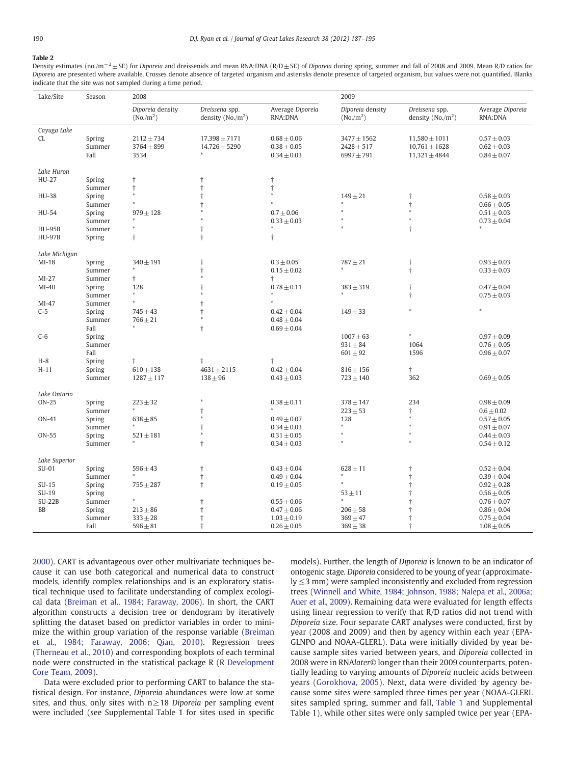**Table 2**

Density estimates (no./m$^{-2}$ ± SE) for *Diporeia* and dreissenids and mean RNA:DNA (R/D ± SE) of *Diporeia* during spring, summer and fall of 2008 and 2009. Mean R/D ratios for *Diporeia* are presented where available. Crosses denote absence of targeted organism and asterisks denote presence of targeted organism, but values were not quantified. Blanks indicate that the site was not sampled during a time period.

| Lake/Site | Season | 2008 | | | 2009 | | |
|---|---|---|---|---|---|---|---|
| | | *Diporeia* density (No./m$^2$) | *Dreissena* spp. density (No./m$^2$) | Average *Diporeia* RNA:DNA | *Diporeia* density (No./m$^2$) | *Dreissena* spp. density (No./m$^2$) | Average *Diporeia* RNA:DNA |
| *Cayuga Lake* | | | | | | | |
| CL | Spring | 2112 ± 734 | 17,398 ± 7171 | 0.68 ± 0.06 | 3477 ± 1562 | 11,580 ± 1011 | 0.57 ± 0.03 |
| | Summer | 3764 ± 899 | 14,726 ± 5290 | 0.38 ± 0.05 | 2428 ± 517 | 10,761 ± 1628 | 0.62 ± 0.03 |
| | Fall | 3534 | * | 0.34 ± 0.03 | 6997 ± 791 | 11,321 ± 4844 | 0.84 ± 0.07 |
| *Lake Huron* | | | | | | | |
| HU-27 | Spring | † | † | † | | | |
| | Summer | † | † | † | | | |
| HU-38 | Spring | * | † | * | 149 ± 21 | † | 0.58 ± 0.03 |
| | Summer | * | † | * | * | † | 0.66 ± 0.05 |
| HU-54 | Spring | 979 ± 128 | * | 0.7 ± 0.06 | * | * | 0.51 ± 0.03 |
| | Summer | * | * | 0.33 ± 0.03 | * | * | 0.73 ± 0.04 |
| HU-95B | Summer | * | † | * | * | † | * |
| HU-97B | Spring | † | † | † | | | |
| *Lake Michigan* | | | | | | | |
| MI-18 | Spring | 340 ± 191 | † | 0.3 ± 0.05 | 787 ± 21 | † | 0.93 ± 0.03 |
| | Summer | * | † | 0.15 ± 0.02 | * | † | 0.33 ± 0.03 |
| MI-27 | Summer | † | * | † | | | |
| MI-40 | Spring | 128 | † | 0.78 ± 0.11 | 383 ± 319 | † | 0.47 ± 0.04 |
| | Summer | * | * | * | * | † | 0.75 ± 0.03 |
| MI-47 | Summer | * | † | * | | | |
| C-5 | Spring | 745 ± 43 | † | 0.42 ± 0.04 | 149 ± 33 | * | * |
| | Summer | 766 ± 21 | * | 0.48 ± 0.04 | | | |
| | Fall | * | † | 0.69 ± 0.04 | | | |
| C-6 | Spring | | | | 1007 ± 63 | * | 0.97 ± 0.09 |
| | Summer | | | | 931 ± 84 | 1064 | 0.76 ± 0.05 |
| | Fall | | | | 601 ± 92 | 1596 | 0.96 ± 0.07 |
| H-8 | Spring | † | † | † | | | |
| H-11 | Spring | 610 ± 138 | 4631 ± 2115 | 0.42 ± 0.04 | 816 ± 156 | † | |
| | Summer | 1287 ± 117 | 138 ± 96 | 0.43 ± 0.03 | 723 ± 140 | 362 | 0.69 ± 0.05 |
| *Lake Ontario* | | | | | | | |
| ON-25 | Spring | 223 ± 32 | * | 0.38 ± 0.11 | 378 ± 147 | 234 | 0.98 ± 0.09 |
| | Summer | * | † | * | 223 ± 53 | † | 0.6 ± 0.02 |
| ON-41 | Spring | 638 ± 85 | * | 0.49 ± 0.07 | 128 | * | 0.57 ± 0.05 |
| | Summer | * | † | 0.34 ± 0.03 | * | * | 0.91 ± 0.07 |
| ON-55 | Spring | 521 ± 181 | * | 0.31 ± 0.05 | * | * | 0.44 ± 0.03 |
| | Summer | * | † | 0.34 ± 0.03 | * | * | 0.54 ± 0.12 |
| *Lake Superior* | | | | | | | |
| SU-01 | Spring | 596 ± 43 | † | 0.43 ± 0.04 | 628 ± 11 | † | 0.52 ± 0.04 |
| | Summer | * | † | 0.49 ± 0.04 | * | † | 0.39 ± 0.04 |
| SU-15 | Spring | 755 ± 287 | † | 0.19 ± 0.05 | * | † | 0.92 ± 0.28 |
| SU-19 | Spring | | | | 53 ± 11 | † | 0.56 ± 0.05 |
| SU-22B | Summer | * | † | 0.55 ± 0.06 | * | † | 0.76 ± 0.07 |
| BB | Spring | 213 ± 86 | † | 0.47 ± 0.06 | 206 ± 58 | † | 0.86 ± 0.04 |
| | Summer | 333 ± 28 | † | 1.03 ± 0.19 | 369 ± 47 | † | 0.75 ± 0.04 |
| | Fall | 596 ± 81 | † | 0.26 ± 0.05 | 369 ± 38 | † | 1.08 ± 0.05 |

2000). CART is advantageous over other multivariate techniques because it can use both categorical and numerical data to construct models, identify complex relationships and is an exploratory statistical technique used to facilitate understanding of complex ecological data (Breiman et al., 1984; Faraway, 2006). In short, the CART algorithm constructs a decision tree or dendogram by iteratively splitting the dataset based on predictor variables in order to minimize the within group variation of the response variable (Breiman et al., 1984; Faraway, 2006; Qian, 2010). Regression trees (Therneau et al., 2010) and corresponding boxplots of each terminal node were constructed in the statistical package R (R Development Core Team, 2009).

Data were excluded prior to performing CART to balance the statistical design. For instance, *Diporeia* abundances were low at some sites, and thus, only sites with n ≥ 18 *Diporeia* per sampling event were included (see Supplemental Table 1 for sites used in specific models). Further, the length of *Diporeia* is known to be an indicator of ontogenic stage. *Diporeia* considered to be young of year (approximately ≤3 mm) were sampled inconsistently and excluded from regression trees (Winnell and White, 1984; Johnson, 1988; Nalepa et al., 2006a; Auer et al., 2009). Remaining data were evaluated for length effects using linear regression to verify that R/D ratios did not trend with *Diporeia* size. Four separate CART analyses were conducted, first by year (2008 and 2009) and then by agency within each year (EPA-GLNPO and NOAA-GLERL). Data were initially divided by year because sample sites varied between years, and *Diporeia* collected in 2008 were in RNA*later*© longer than their 2009 counterparts, potentially leading to varying amounts of *Diporeia* nucleic acids between years (Gorokhova, 2005). Next, data were divided by agency because some sites were sampled three times per year (NOAA-GLERL sites sampled spring, summer and fall, Table 1 and Supplemental Table 1), while other sites were only sampled twice per year (EPA-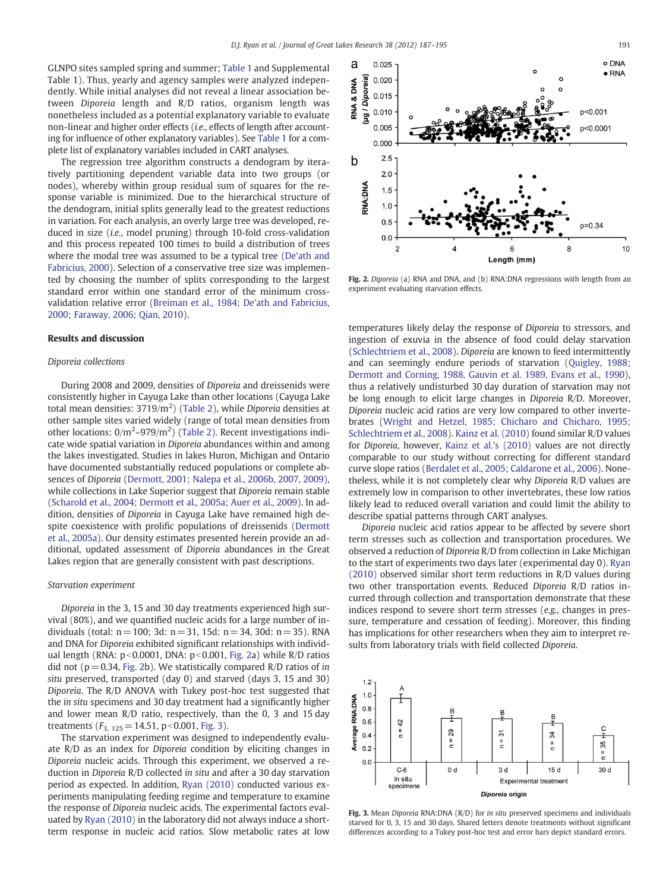GLNPO sites sampled spring and summer; Table 1 and Supplemental Table 1). Thus, yearly and agency samples were analyzed independently. While initial analyses did not reveal a linear association between *Diporeia* length and R/D ratios, organism length was nonetheless included as a potential explanatory variable to evaluate non-linear and higher order effects (*i.e.*, effects of length after accounting for influence of other explanatory variables). See Table 1 for a complete list of explanatory variables included in CART analyses.

The regression tree algorithm constructs a dendogram by iteratively partitioning dependent variable data into two groups (or nodes), whereby within group residual sum of squares for the response variable is minimized. Due to the hierarchical structure of the dendogram, initial splits generally lead to the greatest reductions in variation. For each analysis, an overly large tree was developed, reduced in size (*i.e.*, model pruning) through 10-fold cross-validation and this process repeated 100 times to build a distribution of trees where the modal tree was assumed to be a typical tree (De'ath and Fabricius, 2000). Selection of a conservative tree size was implemented by choosing the number of splits corresponding to the largest standard error within one standard error of the minimum cross-validation relative error (Breiman et al., 1984; De'ath and Fabricius, 2000; Faraway, 2006; Qian, 2010).

## Results and discussion

### *Diporeia* collections

During 2008 and 2009, densities of *Diporeia* and dreissenids were consistently higher in Cayuga Lake than other locations (Cayuga Lake total mean densities: 3719/m$^2$) (Table 2), while *Diporeia* densities at other sample sites varied widely (range of total mean densities from other locations: 0/m$^2$–979/m$^2$) (Table 2). Recent investigations indicate wide spatial variation in *Diporeia* abundances within and among the lakes investigated. Studies in lakes Huron, Michigan and Ontario have documented substantially reduced populations or complete absences of *Diporeia* (Dermott, 2001; Nalepa et al., 2006b, 2007, 2009), while collections in Lake Superior suggest that *Diporeia* remain stable (Scharold et al., 2004; Dermott et al., 2005a; Auer et al., 2009). In addition, densities of *Diporeia* in Cayuga Lake have remained high despite coexistence with prolific populations of dreissenids (Dermott et al., 2005a). Our density estimates presented herein provide an additional, updated assessment of *Diporeia* abundances in the Great Lakes region that are generally consistent with past descriptions.

### Starvation experiment

*Diporeia* in the 3, 15 and 30 day treatments experienced high survival (80%), and we quantified nucleic acids for a large number of individuals (total: n = 100; 3d: n = 31, 15d: n = 34, 30d: n = 35). RNA and DNA for *Diporeia* exhibited significant relationships with individual length (RNA: $p<0.0001$, DNA: $p<0.001$, Fig. 2a) while R/D ratios did not ($p=0.34$, Fig. 2b). We statistically compared R/D ratios of *in situ* preserved, transported (day 0) and starved (days 3, 15 and 30) *Diporeia*. The R/D ANOVA with Tukey post-hoc test suggested that the *in situ* specimens and 30 day treatment had a significantly higher and lower mean R/D ratio, respectively, than the 0, 3 and 15 day treatments ($F_{3,\,125}=14.51$, $p<0.001$, Fig. 3).

The starvation experiment was designed to independently evaluate R/D as an index for *Diporeia* condition by eliciting changes in *Diporeia* nucleic acids. Through this experiment, we observed a reduction in *Diporeia* R/D collected *in situ* and after a 30 day starvation period as expected. In addition, Ryan (2010) conducted various experiments manipulating feeding regime and temperature to examine the response of *Diporeia* nucleic acids. The experimental factors evaluated by Ryan (2010) in the laboratory did not always induce a short-term response in nucleic acid ratios. Slow metabolic rates at low temperatures likely delay the response of *Diporeia* to stressors, and ingestion of exuvia in the absence of food could delay starvation (Schlechtriem et al., 2008). *Diporeia* are known to feed intermittently and can seemingly endure periods of starvation (Quigley, 1988; Dermott and Corning, 1988, Gauvin et al. 1989, Evans et al., 1990), thus a relatively undisturbed 30 day duration of starvation may not be long enough to elicit large changes in *Diporeia* R/D. Moreover, *Diporeia* nucleic acid ratios are very low compared to other invertebrates (Wright and Hetzel, 1985; Chicharo and Chicharo, 1995; Schlechtriem et al., 2008). Kainz et al. (2010) found similar R/D values for *Diporeia*, however, Kainz et al.'s (2010) values are not directly comparable to our study without correcting for different standard curve slope ratios (Berdalet et al., 2005; Caldarone et al., 2006). Nonetheless, while it is not completely clear why *Diporeia* R/D values are extremely low in comparison to other invertebrates, these low ratios likely lead to reduced overall variation and could limit the ability to describe spatial patterns through CART analyses.

*Diporeia* nucleic acid ratios appear to be affected by severe short term stresses such as collection and transportation procedures. We observed a reduction of *Diporeia* R/D from collection in Lake Michigan to the start of experiments two days later (experimental day 0). Ryan (2010) observed similar short term reductions in R/D values during two other transportation events. Reduced *Diporeia* R/D ratios incurred through collection and transportation demonstrate that these indices respond to severe short term stresses (*e.g.*, changes in pressure, temperature and cessation of feeding). Moreover, this finding has implications for other researchers when they aim to interpret results from laboratory trials with field collected *Diporeia*.

**Fig. 2.** *Diporeia* (a) RNA and DNA, and (b) RNA:DNA regressions with length from an experiment evaluating starvation effects.

**Fig. 3.** Mean *Diporeia* RNA:DNA (R/D) for *in situ* preserved specimens and individuals starved for 0, 3, 15 and 30 days. Shared letters denote treatments without significant differences according to a Tukey post-hoc test and error bars depict standard errors.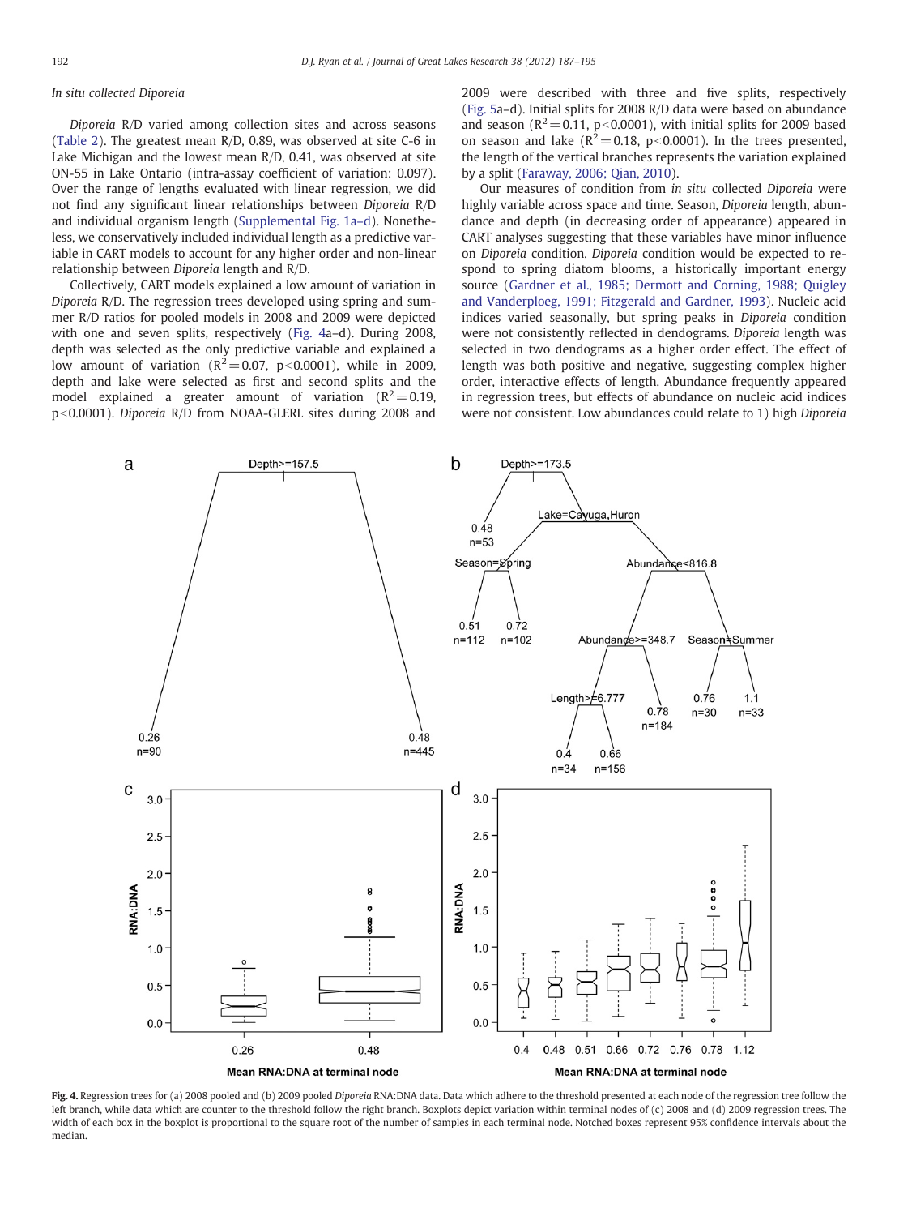### In situ collected Diporeia

*Diporeia* R/D varied among collection sites and across seasons (Table 2). The greatest mean R/D, 0.89, was observed at site C-6 in Lake Michigan and the lowest mean R/D, 0.41, was observed at site ON-55 in Lake Ontario (intra-assay coefficient of variation: 0.097). Over the range of lengths evaluated with linear regression, we did not find any significant linear relationships between *Diporeia* R/D and individual organism length (Supplemental Fig. 1a–d). Nonetheless, we conservatively included individual length as a predictive variable in CART models to account for any higher order and non-linear relationship between *Diporeia* length and R/D.

Collectively, CART models explained a low amount of variation in *Diporeia* R/D. The regression trees developed using spring and summer R/D ratios for pooled models in 2008 and 2009 were depicted with one and seven splits, respectively (Fig. 4a–d). During 2008, depth was selected as the only predictive variable and explained a low amount of variation ($R^2 = 0.07$, $p < 0.0001$), while in 2009, depth and lake were selected as first and second splits and the model explained a greater amount of variation ($R^2 = 0.19$, $p < 0.0001$). *Diporeia* R/D from NOAA-GLERL sites during 2008 and 2009 were described with three and five splits, respectively (Fig. 5a–d). Initial splits for 2008 R/D data were based on abundance and season ($R^2 = 0.11$, $p < 0.0001$), with initial splits for 2009 based on season and lake ($R^2 = 0.18$, $p < 0.0001$). In the trees presented, the length of the vertical branches represents the variation explained by a split (Faraway, 2006; Qian, 2010).

Our measures of condition from *in situ* collected *Diporeia* were highly variable across space and time. Season, *Diporeia* length, abundance and depth (in decreasing order of appearance) appeared in CART analyses suggesting that these variables have minor influence on *Diporeia* condition. *Diporeia* condition would be expected to respond to spring diatom blooms, a historically important energy source (Gardner et al., 1985; Dermott and Corning, 1988; Quigley and Vanderploeg, 1991; Fitzgerald and Gardner, 1993). Nucleic acid indices varied seasonally, but spring peaks in *Diporeia* condition were not consistently reflected in dendograms. *Diporeia* length was selected in two dendograms as a higher order effect. The effect of length was both positive and negative, suggesting complex higher order, interactive effects of length. Abundance frequently appeared in regression trees, but effects of abundance on nucleic acid indices were not consistent. Low abundances could relate to 1) high *Diporeia*

**Fig. 4.** Regression trees for (a) 2008 pooled and (b) 2009 pooled *Diporeia* RNA:DNA data. Data which adhere to the threshold presented at each node of the regression tree follow the left branch, while data which are counter to the threshold follow the right branch. Boxplots depict variation within terminal nodes of (c) 2008 and (d) 2009 regression trees. The width of each box in the boxplot is proportional to the square root of the number of samples in each terminal node. Notched boxes represent 95% confidence intervals about the median.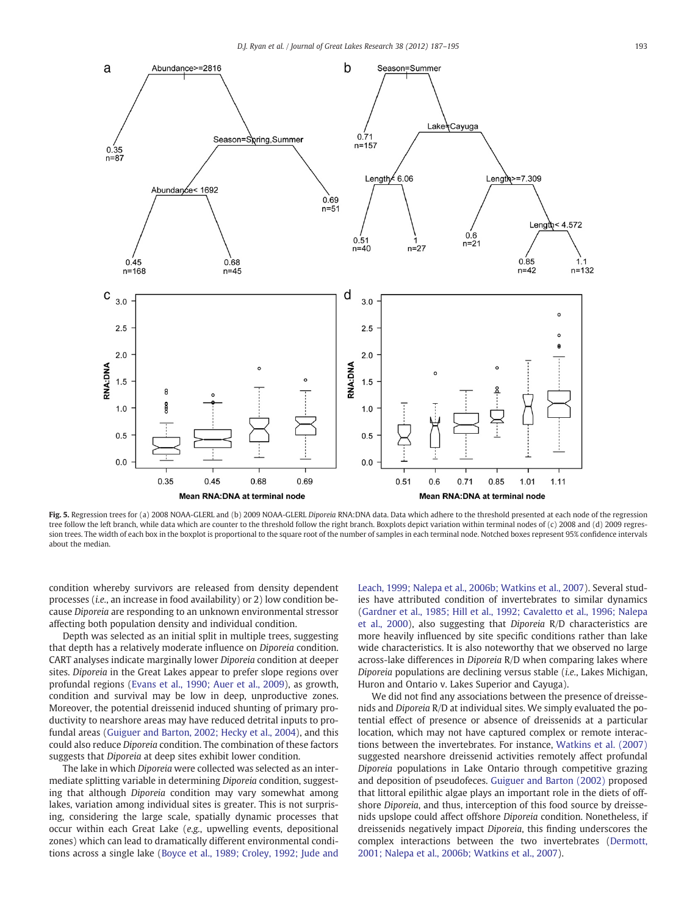**Fig. 5.** Regression trees for (a) 2008 NOAA-GLERL and (b) 2009 NOAA-GLERL *Diporeia* RNA:DNA data. Data which adhere to the threshold presented at each node of the regression tree follow the left branch, while data which are counter to the threshold follow the right branch. Boxplots depict variation within terminal nodes of (c) 2008 and (d) 2009 regression trees. The width of each box in the boxplot is proportional to the square root of the number of samples in each terminal node. Notched boxes represent 95% confidence intervals about the median.

condition whereby survivors are released from density dependent processes (*i.e.*, an increase in food availability) or 2) low condition because *Diporeia* are responding to an unknown environmental stressor affecting both population density and individual condition.

Depth was selected as an initial split in multiple trees, suggesting that depth has a relatively moderate influence on *Diporeia* condition. CART analyses indicate marginally lower *Diporeia* condition at deeper sites. *Diporeia* in the Great Lakes appear to prefer slope regions over profundal regions (Evans et al., 1990; Auer et al., 2009), as growth, condition and survival may be low in deep, unproductive zones. Moreover, the potential dreissenid induced shunting of primary productivity to nearshore areas may have reduced detrital inputs to profundal areas (Guiguer and Barton, 2002; Hecky et al., 2004), and this could also reduce *Diporeia* condition. The combination of these factors suggests that *Diporeia* at deep sites exhibit lower condition.

The lake in which *Diporeia* were collected was selected as an intermediate splitting variable in determining *Diporeia* condition, suggesting that although *Diporeia* condition may vary somewhat among lakes, variation among individual sites is greater. This is not surprising, considering the large scale, spatially dynamic processes that occur within each Great Lake (*e.g.*, upwelling events, depositional zones) which can lead to dramatically different environmental conditions across a single lake (Boyce et al., 1989; Croley, 1992; Jude and Leach, 1999; Nalepa et al., 2006b; Watkins et al., 2007). Several studies have attributed condition of invertebrates to similar dynamics (Gardner et al., 1985; Hill et al., 1992; Cavaletto et al., 1996; Nalepa et al., 2000), also suggesting that *Diporeia* R/D characteristics are more heavily influenced by site specific conditions rather than lake wide characteristics. It is also noteworthy that we observed no large across-lake differences in *Diporeia* R/D when comparing lakes where *Diporeia* populations are declining versus stable (*i.e.*, Lakes Michigan, Huron and Ontario v. Lakes Superior and Cayuga).

We did not find any associations between the presence of dreissenids and *Diporeia* R/D at individual sites. We simply evaluated the potential effect of presence or absence of dreissenids at a particular location, which may not have captured complex or remote interactions between the invertebrates. For instance, Watkins et al. (2007) suggested nearshore dreissenid activities remotely affect profundal *Diporeia* populations in Lake Ontario through competitive grazing and deposition of pseudofeces. Guiguer and Barton (2002) proposed that littoral epilithic algae plays an important role in the diets of offshore *Diporeia*, and thus, interception of this food source by dreissenids upslope could affect offshore *Diporeia* condition. Nonetheless, if dreissenids negatively impact *Diporeia*, this finding underscores the complex interactions between the two invertebrates (Dermott, 2001; Nalepa et al., 2006b; Watkins et al., 2007).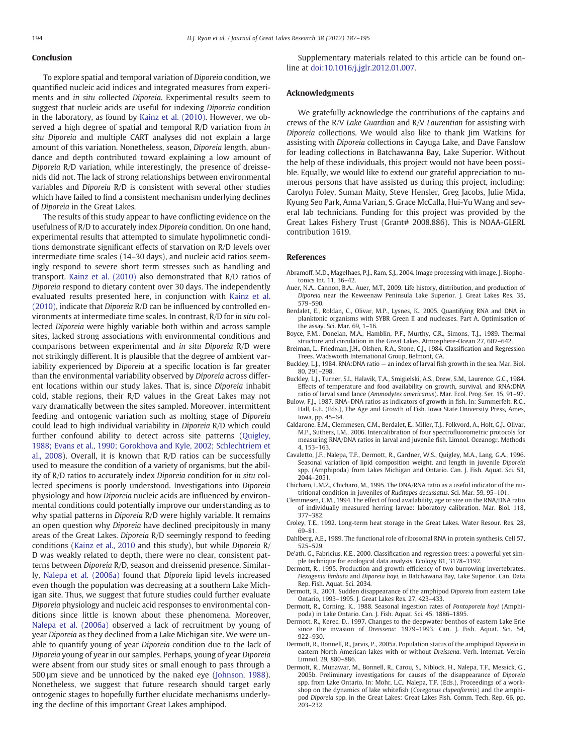## Conclusion

To explore spatial and temporal variation of *Diporeia* condition, we quantified nucleic acid indices and integrated measures from experiments and *in situ* collected *Diporeia*. Experimental results seem to suggest that nucleic acids are useful for indexing *Diporeia* condition in the laboratory, as found by Kainz et al. (2010). However, we observed a high degree of spatial and temporal R/D variation from *in situ Diporeia* and multiple CART analyses did not explain a large amount of this variation. Nonetheless, season, *Diporeia* length, abundance and depth contributed toward explaining a low amount of *Diporeia* R/D variation, while interestingly, the presence of dreissenids did not. The lack of strong relationships between environmental variables and *Diporeia* R/D is consistent with several other studies which have failed to find a consistent mechanism underlying declines of *Diporeia* in the Great Lakes.

The results of this study appear to have conflicting evidence on the usefulness of R/D to accurately index *Diporeia* condition. On one hand, experimental results that attempted to simulate hypolimnetic conditions demonstrate significant effects of starvation on R/D levels over intermediate time scales (14–30 days), and nucleic acid ratios seemingly respond to severe short term stresses such as handling and transport. Kainz et al. (2010) also demonstrated that R/D ratios of *Diporeia* respond to dietary content over 30 days. The independently evaluated results presented here, in conjunction with Kainz et al. (2010), indicate that *Diporeia* R/D can be influenced by controlled environments at intermediate time scales. In contrast, R/D for *in situ* collected *Diporeia* were highly variable both within and across sample sites, lacked strong associations with environmental conditions and comparisons between experimental and *in situ Diporeia* R/D were not strikingly different. It is plausible that the degree of ambient variability experienced by *Diporeia* at a specific location is far greater than the environmental variability observed by *Diporeia* across different locations within our study lakes. That is, since *Diporeia* inhabit cold, stable regions, their R/D values in the Great Lakes may not vary dramatically between the sites sampled. Moreover, intermittent feeding and ontogenic variation such as molting stage of *Diporeia* could lead to high individual variability in *Diporeia* R/D which could further confound ability to detect across site patterns (Quigley, 1988; Evans et al., 1990; Gorokhova and Kyle, 2002; Schlechtriem et al., 2008). Overall, it is known that R/D ratios can be successfully used to measure the condition of a variety of organisms, but the ability of R/D ratios to accurately index *Diporeia* condition for *in situ* collected specimens is poorly understood. Investigations into *Diporeia* physiology and how *Diporeia* nucleic acids are influenced by environmental conditions could potentially improve our understanding as to why spatial patterns in *Diporeia* R/D were highly variable. It remains an open question why *Diporeia* have declined precipitously in many areas of the Great Lakes. *Diporeia* R/D seemingly respond to feeding conditions (Kainz et al., 2010 and this study), but while *Diporeia* R/D was weakly related to depth, there were no clear, consistent patterns between *Diporeia* R/D, season and dreissenid presence. Similarly, Nalepa et al. (2006a) found that *Diporeia* lipid levels increased even though the population was decreasing at a southern Lake Michigan site. Thus, we suggest that future studies could further evaluate *Diporeia* physiology and nucleic acid responses to environmental conditions since little is known about these phenomena. Moreover, Nalepa et al. (2006a) observed a lack of recruitment by young of year *Diporeia* as they declined from a Lake Michigan site. We were unable to quantify young of year *Diporeia* condition due to the lack of *Diporeia* young of year in our samples. Perhaps, young of year *Diporeia* were absent from our study sites or small enough to pass through a 500 μm sieve and be unnoticed by the naked eye (Johnson, 1988). Nonetheless, we suggest that future research should target early ontogenic stages to hopefully further elucidate mechanisms underlying the decline of this important Great Lakes amphipod.

Supplementary materials related to this article can be found online at doi:10.1016/j.jglr.2012.01.007.

## Acknowledgments

We gratefully acknowledge the contributions of the captains and crews of the R/V *Lake Guardian* and R/V *Laurentian* for assisting with *Diporeia* collections. We would also like to thank Jim Watkins for assisting with *Diporeia* collections in Cayuga Lake, and Dave Fanslow for leading collections in Batchawanna Bay, Lake Superior. Without the help of these individuals, this project would not have been possible. Equally, we would like to extend our grateful appreciation to numerous persons that have assisted us during this project, including: Carolyn Foley, Suman Maity, Steve Hensler, Greg Jacobs, Julie Mida, Kyung Seo Park, Anna Varian, S. Grace McCalla, Hui-Yu Wang and several lab technicians. Funding for this project was provided by the Great Lakes Fishery Trust (Grant# 2008.886). This is NOAA-GLERL contribution 1619.

## References

Abramoff, M.D., Magelhaes, P.J., Ram, S.J., 2004. Image processing with image. J. Biophotonics Int. 11, 36–42.

Auer, N.A., Cannon, B.A., Auer, M.T., 2009. Life history, distribution, and production of *Diporeia* near the Keweenaw Peninsula Lake Superior. J. Great Lakes Res. 35, 579–590.

Berdalet, E., Roldan, C., Olivar, M.P., Lysnes, K., 2005. Quantifying RNA and DNA in planktonic organisms with SYBR Green II and nucleases. Part A. Optimisation of the assay. Sci. Mar. 69, 1–16.

Boyce, F.M., Donelan, M.A., Hamblin, P.F., Murthy, C.R., Simons, T.J., 1989. Thermal structure and circulation in the Great Lakes. Atmosphere-Ocean 27, 607–642.

Breiman, L., Friedman, J.H., Olshen, R.A., Stone, C.J., 1984. Classification and Regression Trees. Wadsworth International Group, Belmont, CA.

Buckley, L.J., 1984. RNA:DNA ratio — an index of larval fish growth in the sea. Mar. Biol. 80, 291–298.

Buckley, L.J., Turner, S.I., Halavik, T.A., Smigielski, A.S., Drew, S.M., Laurence, G.C., 1984. Effects of temperature and food availability on growth, survival, and RNA:DNA ratio of larval sand lance (*Ammodytes americanus*). Mar. Ecol. Prog. Ser. 15, 91–97.

Bulow, F.J., 1987. RNA–DNA ratios as indicators of growth in fish. In: Summerfelt, R.C., Hall, G.E. (Eds.), The Age and Growth of Fish. Iowa State University Press, Ames, Iowa, pp. 45–64.

Caldarone, E.M., Clemmesen, C.M., Berdalet, E., Miller, T.J., Folkvord, A., Holt, G.J., Olivar, M.P., Suthers, I.M., 2006. Intercalibration of four spectrofluorometric protocols for measuring RNA/DNA ratios in larval and juvenile fish. Limnol. Oceanogr. Methods 4, 153–163.

Cavaletto, J.F., Nalepa, T.F., Dermott, R., Gardner, W.S., Quigley, M.A., Lang, G.A., 1996. Seasonal variation of lipid composition weight, and length in juvenile *Diporeia* spp. (Amphipoda) from Lakes Michigan and Ontario. Can. J. Fish. Aquat. Sci. 53, 2044–2051.

Chicharo, L.M.Z., Chicharo, M., 1995. The DNA/RNA ratio as a useful indicator of the nutritional condition in juveniles of *Ruditapes decussatus*. Sci. Mar. 59, 95–101.

Clemmesen, C.M., 1994. The effect of food availability, age or size on the RNA/DNA ratio of individually measured herring larvae: laboratory calibration. Mar. Biol. 118, 377–382.

Croley, T.E., 1992. Long-term heat storage in the Great Lakes. Water Resour. Res. 28, 69–81.

Dahlberg, A.E., 1989. The functional role of ribosomal RNA in protein synthesis. Cell 57, 525–529.

De'ath, G., Fabricius, K.E., 2000. Classification and regression trees: a powerful yet simple technique for ecological data analysis. Ecology 81, 3178–3192.

Dermott, R., 1995. Production and growth efficiency of two burrowing invertebrates, *Hexagenia limbata* and *Diporeia hoyi*, in Batchawana Bay, Lake Superior. Can. Data Rep. Fish. Aquat. Sci. 2034.

Dermott, R., 2001. Sudden disappearance of the amphipod *Diporeia* from eastern Lake Ontario, 1993–1995. J. Great Lakes Res. 27, 423–433.

Dermott, R., Corning, K., 1988. Seasonal ingestion rates of *Pontoporeia hoyi* (Amphipoda) in Lake Ontario. Can. J. Fish. Aquat. Sci. 45, 1886–1895.

Dermott, R., Kerec, D., 1997. Changes to the deepwater benthos of eastern Lake Erie since the invasion of *Dreissena*: 1979–1993. Can. J. Fish. Aquat. Sci. 54, 922–930.

Dermott, R., Bonnell, R., Jarvis, P., 2005a. Population status of the amphipod *Diporeia* in eastern North American lakes with or without *Dreissena*. Verh. Internat. Verein Limnol. 29, 880–886.

Dermott, R., Munawar, M., Bonnell, R., Carou, S., Niblock, H., Nalepa, T.F., Messick, G., 2005b. Preliminary investigations for causes of the disappearance of *Diporeia* spp. from Lake Ontario. In: Mohr, L.C., Nalepa, T.F. (Eds.), Proceedings of a workshop on the dynamics of lake whitefish (*Coregonus clupeaformis*) and the amphipod *Diporeia* spp. in the Great Lakes: Great Lakes Fish. Comm. Tech. Rep, 66, pp. 203–232.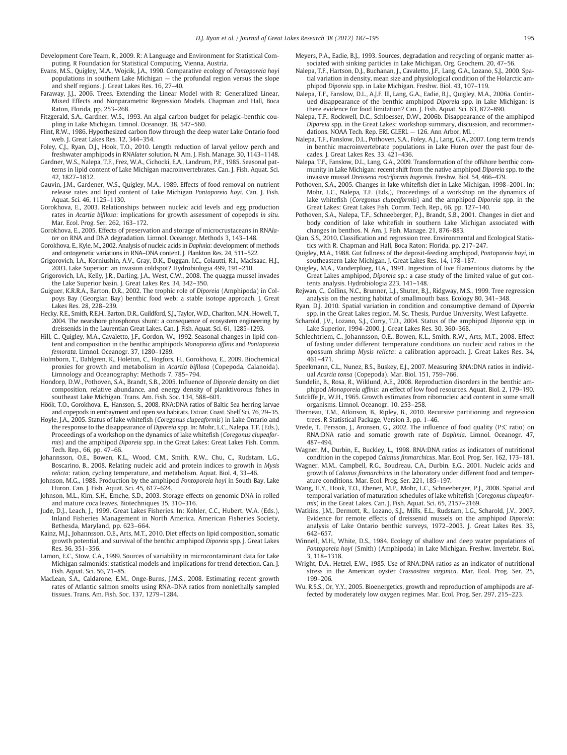Development Core Team, R., 2009. R: A Language and Environment for Statistical Computing. R Foundation for Statistical Computing, Vienna, Austria.

Evans, M.S., Quigley, M.A., Wojcik, J.A., 1990. Comparative ecology of *Pontoporeia hoyi* populations in southern Lake Michigan — the profundal region versus the slope and shelf regions. J. Great Lakes Res. 16, 27–40.

Faraway, J.J., 2006. Trees. Extending the Linear Model with R: Generalized Linear, Mixed Effects and Nonparametric Regression Models. Chapman and Hall, Boca Raton, Florida, pp. 253–268.

Fitzgerald, S.A., Gardner, W.S., 1993. An algal carbon budget for pelagic–benthic coupling in Lake Michigan. Limnol. Oceanogr. 38, 547–560.

Flint, R.W., 1986. Hypothesized carbon flow through the deep water Lake Ontario food web. J. Great Lakes Res. 12, 344–354.

Foley, C.J., Ryan, D.J., Hook, T.O., 2010. Length reduction of larval yellow perch and freshwater amphipods in RNA*later* solution. N. Am. J. Fish. Manage. 30, 1143–1148.

Gardner, W.S., Nalepa, T.F., Frez, W.A., Cichocki, E.A., Landrum, P.F., 1985. Seasonal patterns in lipid content of Lake Michigan macroinvertebrates. Can. J. Fish. Aquat. Sci. 42, 1827–1832.

Gauvin, J.M., Gardener, W.S., Quigley, M.A., 1989. Effects of food removal on nutrient release rates and lipid content of Lake Michigan *Pontoporeia hoyi*. Can. J. Fish. Aquat. Sci. 46, 1125–1130.

Gorokhova, E., 2003. Relationships between nucleic acid levels and egg production rates in *Acartia bifilosa*: implications for growth assessment of copepods *in situ*. Mar. Ecol. Prog. Ser. 262, 163–172.

Gorokhova, E., 2005. Effects of preservation and storage of microcrustaceans in RNA*later* on RNA and DNA degradation. Limnol. Oceanogr. Methods 3, 143–148.

Gorokhova, E., Kyle, M., 2002. Analysis of nucleic acids in *Daphnia*: development of methods and ontogenetic variations in RNA–DNA content. J. Plankton Res. 24, 511–522.

Grigorovich, I.A., Korniushin, A.V., Gray, D.K., Duggan, I.C., Colautti, R.I., MacIsaac, H.J., 2003. Lake Superior: an invasion coldspot? Hydrobiologia 499, 191–210.

Grigorovich, I.A., Kelly, J.R., Darling, J.A., West, C.W., 2008. The quagga mussel invades the Lake Superior basin. J. Great Lakes Res. 34, 342–350.

Guiguer, K.R.R.A., Barton, D.R., 2002. The trophic role of *Diporeia* (Amphipoda) in Colpoys Bay (Georgian Bay) benthic food web: a stable isotope approach. J. Great Lakes Res. 28, 228–239.

Hecky, R.E., Smith, R.E.H., Barton, D.R., Guildford, S.J., Taylor, W.D., Charlton, M.N., Howell, T., 2004. The nearshore phosphorus shunt: a consequence of ecosystem engineering by dreissenids in the Laurentian Great Lakes. Can. J. Fish. Aquat. Sci. 61, 1285–1293.

Hill, C., Quigley, M.A., Cavaletto, J.F., Gordon, W., 1992. Seasonal changes in lipid content and composition in the benthic amphipods *Monoporeia affinis* and *Pontoporeia femorata*. Limnol. Oceanogr. 37, 1280–1289.

Holmborn, T., Dahlgren, K., Holeton, C., Hogfors, H., Gorokhova, E., 2009. Biochemical proxies for growth and metabolism in *Acartia bifilosa* (Copepoda, Calanoida). Limnology and Oceanography: Methods 7, 785–794.

Hondorp, D.W., Pothoven, S.A., Brandt, S.B., 2005. Influence of *Diporeia* density on diet composition, relative abundance, and energy density of planktivorous fishes in southeast Lake Michigan. Trans. Am. Fish. Soc. 134, 588–601.

Höök, T.O., Gorokhova, E., Hansson, S., 2008. RNA:DNA ratios of Baltic Sea herring larvae and copepods in embayment and open sea habitats. Estuar. Coast. Shelf Sci. 76, 29–35.

Hoyle, J.A., 2005. Status of lake whitefish (*Coregonus clupeaformis*) in Lake Ontario and the response to the disappearance of *Diporeia* spp. In: Mohr, L.C., Nalepa, T.F. (Eds.), Proceedings of a workshop on the dynamics of lake whitefish (*Coregonus clupeaformis*) and the amphipod *Diporeia* spp. in the Great Lakes: Great Lakes Fish. Comm. Tech. Rep., 66, pp. 47–66.

Johannsson, O.E., Bowen, K.L., Wood, C.M., Smith, R.W., Chu, C., Rudstam, L.G., Boscarino, B., 2008. Relating nucleic acid and protein indices to growth in *Mysis relicta*: ration, cycling temperature, and metabolism. Aquat. Biol. 4, 33–46.

Johnson, M.G., 1988. Production by the amphipod *Pontoporeia hoyi* in South Bay, Lake Huron. Can. J. Fish. Aquat. Sci. 45, 617–624.

Johnson, M.L., Kim, S.H., Emche, S.D., 2003. Storage effects on genomic DNA in rolled and mature coca leaves. Biotechniques 35, 310–316.

Jude, D.J., Leach, J., 1999. Great Lakes Fisheries. In: Kohler, C.C., Hubert, W.A. (Eds.), Inland Fisheries Management in North America. American Fisheries Society, Bethesda, Maryland, pp. 623–664.

Kainz, M.J., Johannsson, O.E., Arts, M.T., 2010. Diet effects on lipid composition, somatic growth potential, and survival of the benthic amphipod *Diporeia* spp. J. Great Lakes Res. 36, 351–356.

Lamon, E.C., Stow, C.A., 1999. Sources of variability in microcontaminant data for Lake Michigan salmonids: statistical models and implications for trend detection. Can. J. Fish. Aquat. Sci. 56, 71–85.

MacLean, S.A., Caldarone, E.M., Onge-Burns, J.M.S., 2008. Estimating recent growth rates of Atlantic salmon smolts using RNA–DNA ratios from nonlethally sampled tissues. Trans. Am. Fish. Soc. 137, 1279–1284.

Meyers, P.A., Eadie, B.J., 1993. Sources, degradation and recycling of organic matter associated with sinking particles in Lake Michigan. Org. Geochem. 20, 47–56.

Nalepa, T.F., Hartson, D.J., Buchanan, J., Cavaletto, J.F., Lang, G.A., Lozano, S.J., 2000. Spatial variation in density, mean size and physiological condition of the Holarctic amphipod *Diporeia* spp. in Lake Michigan. Freshw. Biol. 43, 107–119.

Nalepa, T.F., Fanslow, D.L., A.J.F. Ill, Lang, G.A., Eadie, B.J., Quigley, M.A., 2006a. Continued disappearance of the benthic amphipod *Diporeia* spp. in Lake Michigan: is there evidence for food limitation? Can. J. Fish. Aquat. Sci. 63, 872–890.

Nalepa, T.F., Rockwell, D.C., Schloesser, D.W., 2006b. Disappearance of the amphipod *Diporeia* spp. in the Great Lakes: workshop summary, discussion, and recommendations. NOAA Tech. Rep. ERL GLERL — 126. Ann Arbor, MI. .

Nalepa, T.F., Fanslow, D.L., Pothoven, S.A., Foley, A.J., Lang, G.A., 2007. Long term trends in benthic macroinvertebrate populations in Lake Huron over the past four decades. J. Great Lakes Res. 33, 421–436.

Nalepa, T.F., Fanslow, D.L., Lang, G.A., 2009. Transformation of the offshore benthic community in Lake Michigan: recent shift from the native amphipod *Diporeia* spp. to the invasive mussel *Dreissena rostriformis bugensis*. Freshw. Biol. 54, 466–479.

Pothoven, S.A., 2005. Changes in lake whitefish diet in Lake Michigan, 1998–2001. In: Mohr, L.C., Nalepa, T.F. (Eds.), Proceedings of a workshop on the dynamics of lake whitefish (*Coregonus clupeaformis*) and the amphipod *Diporeia* spp. in the Great Lakes: Great Lakes Fish. Comm. Tech. Rep., 66, pp. 127–140.

Pothoven, S.A., Nalepa, T.F., Schneeberger, P.J., Brandt, S.B., 2001. Changes in diet and body condition of lake whitefish in southern Lake Michigan associated with changes in benthos. N. Am. J. Fish. Manage. 21, 876–883.

Qian, S.S., 2010. Classification and regression tree. Environmental and Ecological Statistics with R. Chapman and Hall, Boca Raton: Florida, pp. 217–247.

Quigley, M.A., 1988. Gut fullness of the deposit-feeding amphipod, *Pontoporeia hoyi*, in southeastern Lake Michigan. J. Great Lakes Res. 14, 178–187.

Quigley, M.A., Vanderploeg, H.A., 1991. Ingestion of live filamentous diatoms by the Great Lakes amphipod, *Diporeia* sp.: a case study of the limited value of gut contents analysis. Hydrobiologia 223, 141–148.

Rejwan, C., Collins, N.C., Brunner, L.J., Shuter, B.J., Ridgway, M.S., 1999. Tree regression analysis on the nesting habitat of smallmouth bass. Ecology 80, 341–348.

Ryan, D.J. 2010. Spatial variation in condition and consumptive demand of *Diporeia* spp. in the Great Lakes region. M. Sc. Thesis, Purdue University, West Lafayette.

Scharold, J.V., Lozano, S.J., Corry, T.D., 2004. Status of the amphipod *Diporeia* spp. in Lake Superior, 1994–2000. J. Great Lakes Res. 30, 360–368.

Schlechtriem, C., Johannsson, O.E., Bowen, K.L., Smith, R.W., Arts, M.T., 2008. Effect of fasting under different temperature conditions on nucleic acid ratios in the opossum shrimp *Mysis relicta*: a calibration approach. J. Great Lakes Res. 34, 461–471.

Speekmann, C.L., Nunez, B.S., Buskey, E.J., 2007. Measuring RNA:DNA ratios in individual *Acartia tonsa* (Copepoda). Mar. Biol. 151, 759–766.

Sundelin, B., Rosa, R., Wiklund, A.E., 2008. Reproduction disorders in the benthic amphipod *Monoporeia affinis*: an effect of low food resources. Aquat. Biol. 2, 179–190.

Sutcliffe Jr., W.H., 1965. Growth estimates from ribonucleic acid content in some small organisms. Limnol. Oceanogr. 10, 253–258.

Therneau, T.M., Atkinson, B., Ripley, B., 2010. Recursive partitioning and regression trees. R Statistical Package, Version 3, pp. 1–46.

Vrede, T., Persson, J., Aronsen, G., 2002. The influence of food quality (P:C ratio) on RNA:DNA ratio and somatic growth rate of *Daphnia*. Limnol. Oceanogr. 47, 487–494.

Wagner, M., Durbin, E., Buckley, L., 1998. RNA:DNA ratios as indicators of nutritional condition in the copepod *Calanus finmarchicus*. Mar. Ecol. Prog. Ser. 162, 173–181.

Wagner, M.M., Campbell, R.G., Boudreau, C.A., Durbin, E.G., 2001. Nucleic acids and growth of *Calanus finmarchicus* in the laboratory under different food and temperature conditions. Mar. Ecol. Prog. Ser. 221, 185–197.

Wang, H.Y., Hook, T.O., Ebener, M.P., Mohr, L.C., Schneeberger, P.J., 2008. Spatial and temporal variation of maturation schedules of lake whitefish (*Coregonus clupeaformis*) in the Great Lakes. Can. J. Fish. Aquat. Sci. 65, 2157–2169.

Watkins, J.M., Dermott, R., Lozano, S.J., Mills, E.L., Rudstam, L.G., Scharold, J.V., 2007. Evidence for remote effects of dreissenid mussels on the amphipod *Diporeia*: analysis of Lake Ontario benthic surveys, 1972–2003. J. Great Lakes Res. 33, 642–657.

Winnell, M.H., White, D.S., 1984. Ecology of shallow and deep water populations of *Pontoporeia hoyi* (Smith) (Amphipoda) in Lake Michigan. Freshw. Invertebr. Biol. 3, 118–1318.

Wright, D.A., Hetzel, E.W., 1985. Use of RNA:DNA ratios as an indicator of nutritional stress in the American oyster *Crassostrea virginica*. Mar. Ecol. Prog. Ser. 25, 199–206.

Wu, R.S.S., Or, Y.Y., 2005. Bioenergetics, growth and reproduction of amphipods are affected by moderately low oxygen regimes. Mar. Ecol. Prog. Ser. 297, 215–223.